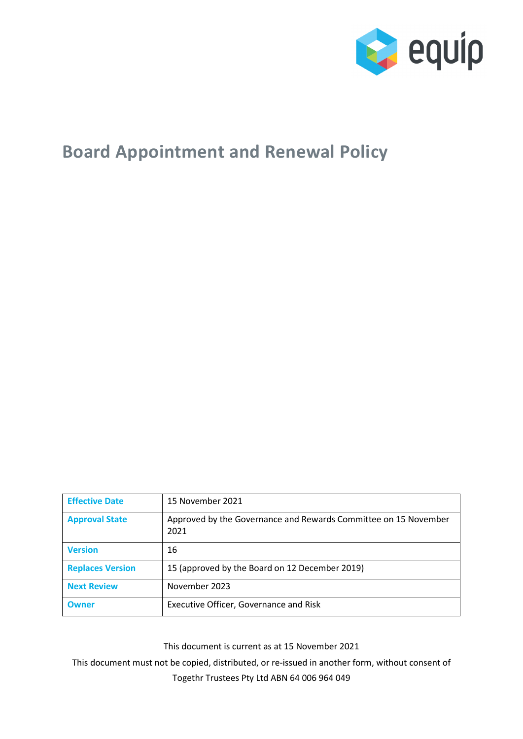# Board Appointment and Renewal Policy

| Effective Date | 15 November 2021 |
|---|---|
| Approval State | Approved by the Governance and Rewards Committee on 15 November 2021 |
| Version | 16 |
| Replaces Version | 15 (approved by the Board on 12 December 2019) |
| Next Review | November 2023 |
| Owner | Executive Officer, Governance and Risk |

This document is current as at 15 November 2021

This document must not be copied, distributed, or re-issued in another form, without consent of Togethr Trustees Pty Ltd ABN 64 006 964 049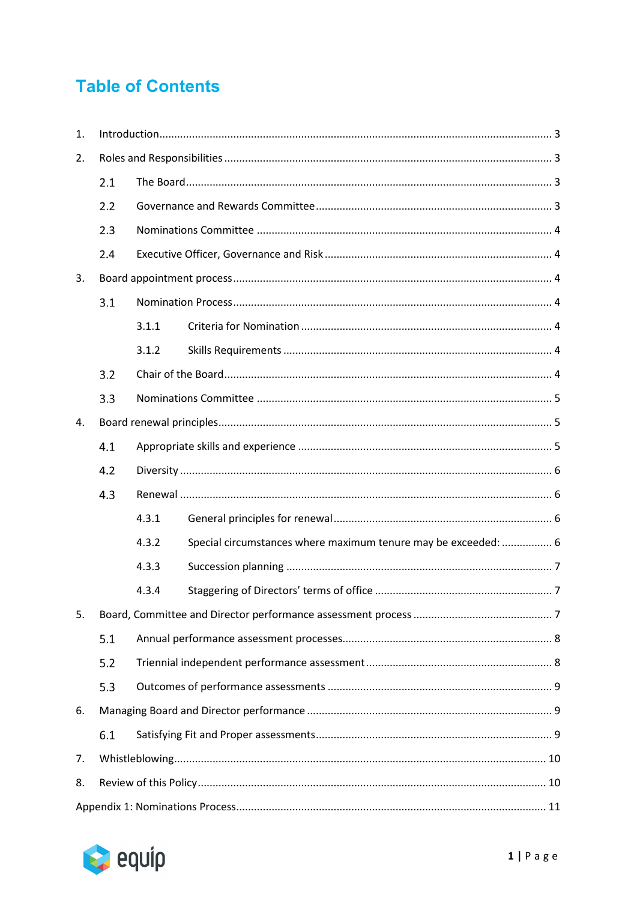# Table of Contents

1. Introduction .......... 3
2. Roles and Responsibilities .......... 3
   - 2.1 The Board .......... 3
   - 2.2 Governance and Rewards Committee .......... 3
   - 2.3 Nominations Committee .......... 4
   - 2.4 Executive Officer, Governance and Risk .......... 4
3. Board appointment process .......... 4
   - 3.1 Nomination Process .......... 4
     - 3.1.1 Criteria for Nomination .......... 4
     - 3.1.2 Skills Requirements .......... 4
   - 3.2 Chair of the Board .......... 4
   - 3.3 Nominations Committee .......... 5
4. Board renewal principles .......... 5
   - 4.1 Appropriate skills and experience .......... 5
   - 4.2 Diversity .......... 6
   - 4.3 Renewal .......... 6
     - 4.3.1 General principles for renewal .......... 6
     - 4.3.2 Special circumstances where maximum tenure may be exceeded: .......... 6
     - 4.3.3 Succession planning .......... 7
     - 4.3.4 Staggering of Directors' terms of office .......... 7
5. Board, Committee and Director performance assessment process .......... 7
   - 5.1 Annual performance assessment processes .......... 8
   - 5.2 Triennial independent performance assessment .......... 8
   - 5.3 Outcomes of performance assessments .......... 9
6. Managing Board and Director performance .......... 9
   - 6.1 Satisfying Fit and Proper assessments .......... 9
7. Whistleblowing .......... 10
8. Review of this Policy .......... 10

Appendix 1: Nominations Process .......... 11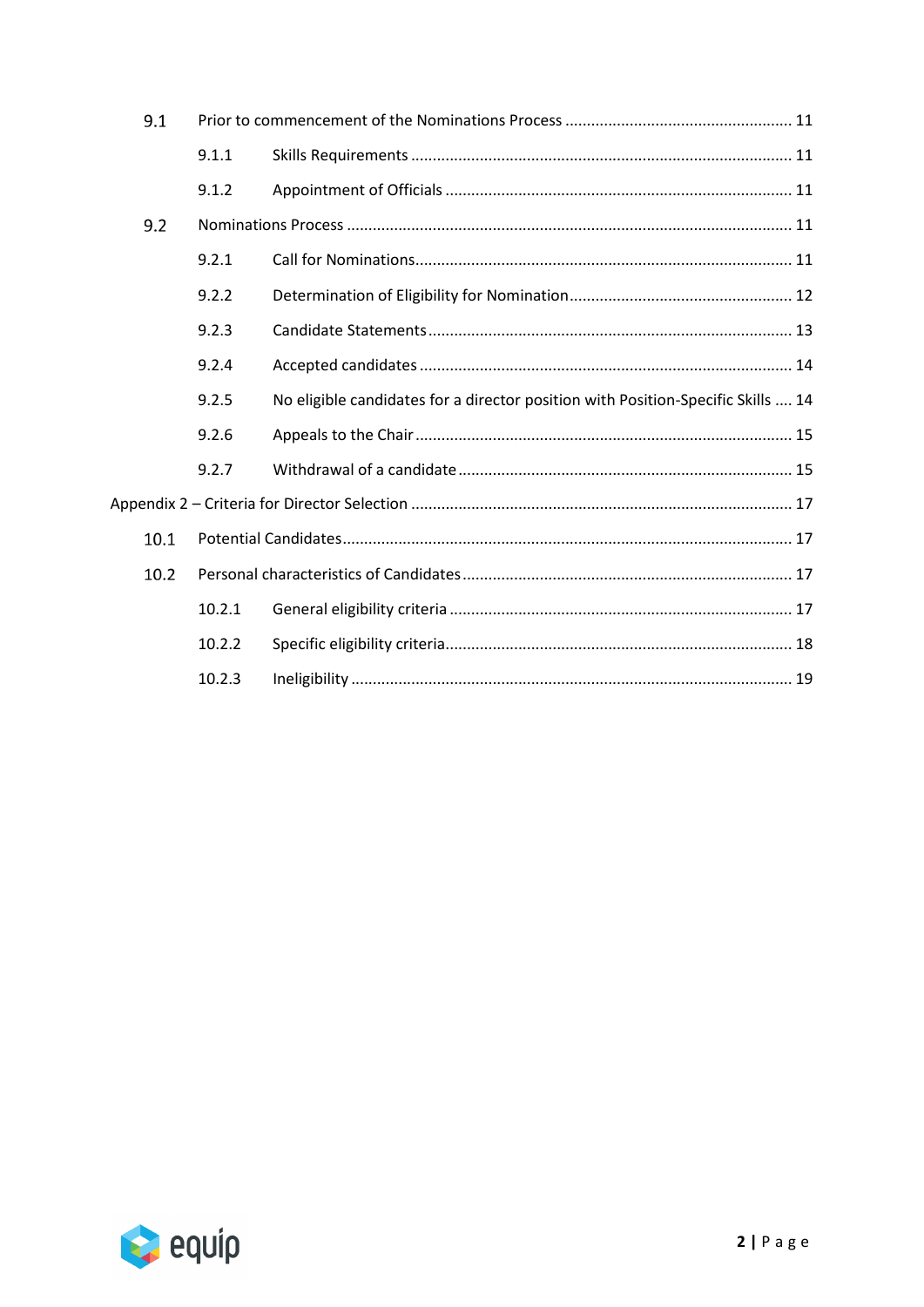- 9.1 Prior to commencement of the Nominations Process ..................................................... 11
  - 9.1.1 Skills Requirements ........................................................................................ 11
  - 9.1.2 Appointment of Officials ................................................................................ 11
- 9.2 Nominations Process ....................................................................................................... 11
  - 9.2.1 Call for Nominations ........................................................................................ 11
  - 9.2.2 Determination of Eligibility for Nomination .................................................... 12
  - 9.2.3 Candidate Statements ..................................................................................... 13
  - 9.2.4 Accepted candidates ....................................................................................... 14
  - 9.2.5 No eligible candidates for a director position with Position-Specific Skills .... 14
  - 9.2.6 Appeals to the Chair ........................................................................................ 15
  - 9.2.7 Withdrawal of a candidate .............................................................................. 15

Appendix 2 – Criteria for Director Selection ........................................................................ 17

- 10.1 Potential Candidates ....................................................................................................... 17
- 10.2 Personal characteristics of Candidates ............................................................................ 17
  - 10.2.1 General eligibility criteria ............................................................................... 17
  - 10.2.2 Specific eligibility criteria ................................................................................ 18
  - 10.2.3 Ineligibility ...................................................................................................... 19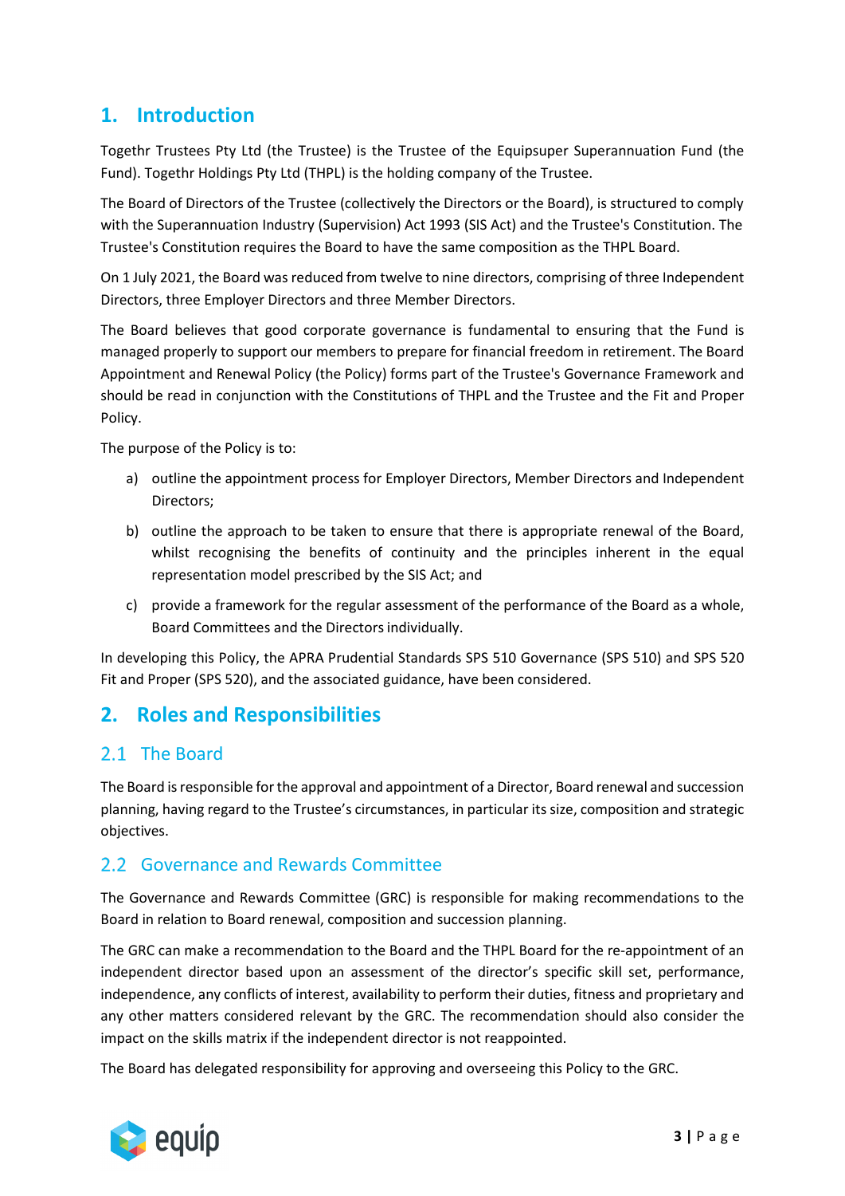# 1. Introduction

Togethr Trustees Pty Ltd (the Trustee) is the Trustee of the Equipsuper Superannuation Fund (the Fund). Togethr Holdings Pty Ltd (THPL) is the holding company of the Trustee.

The Board of Directors of the Trustee (collectively the Directors or the Board), is structured to comply with the Superannuation Industry (Supervision) Act 1993 (SIS Act) and the Trustee's Constitution. The Trustee's Constitution requires the Board to have the same composition as the THPL Board.

On 1 July 2021, the Board was reduced from twelve to nine directors, comprising of three Independent Directors, three Employer Directors and three Member Directors.

The Board believes that good corporate governance is fundamental to ensuring that the Fund is managed properly to support our members to prepare for financial freedom in retirement. The Board Appointment and Renewal Policy (the Policy) forms part of the Trustee's Governance Framework and should be read in conjunction with the Constitutions of THPL and the Trustee and the Fit and Proper Policy.

The purpose of the Policy is to:

a) outline the appointment process for Employer Directors, Member Directors and Independent Directors;

b) outline the approach to be taken to ensure that there is appropriate renewal of the Board, whilst recognising the benefits of continuity and the principles inherent in the equal representation model prescribed by the SIS Act; and

c) provide a framework for the regular assessment of the performance of the Board as a whole, Board Committees and the Directors individually.

In developing this Policy, the APRA Prudential Standards SPS 510 Governance (SPS 510) and SPS 520 Fit and Proper (SPS 520), and the associated guidance, have been considered.

# 2. Roles and Responsibilities

## 2.1 The Board

The Board is responsible for the approval and appointment of a Director, Board renewal and succession planning, having regard to the Trustee's circumstances, in particular its size, composition and strategic objectives.

## 2.2 Governance and Rewards Committee

The Governance and Rewards Committee (GRC) is responsible for making recommendations to the Board in relation to Board renewal, composition and succession planning.

The GRC can make a recommendation to the Board and the THPL Board for the re-appointment of an independent director based upon an assessment of the director's specific skill set, performance, independence, any conflicts of interest, availability to perform their duties, fitness and proprietary and any other matters considered relevant by the GRC. The recommendation should also consider the impact on the skills matrix if the independent director is not reappointed.

The Board has delegated responsibility for approving and overseeing this Policy to the GRC.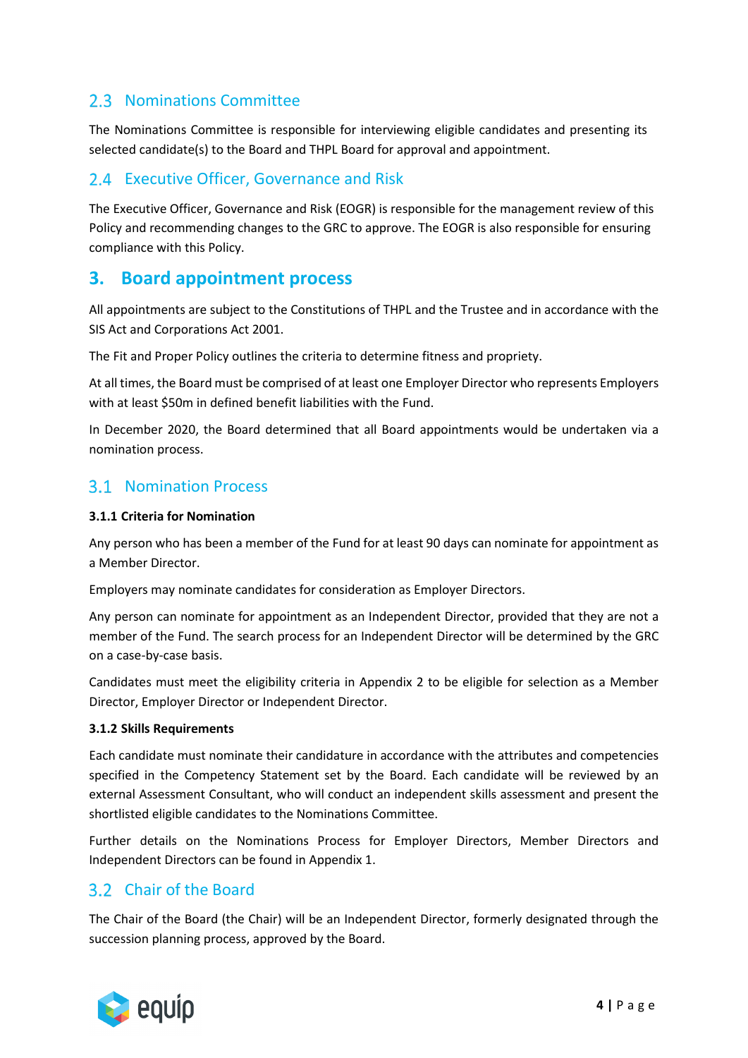## 2.3 Nominations Committee

The Nominations Committee is responsible for interviewing eligible candidates and presenting its selected candidate(s) to the Board and THPL Board for approval and appointment.

## 2.4 Executive Officer, Governance and Risk

The Executive Officer, Governance and Risk (EOGR) is responsible for the management review of this Policy and recommending changes to the GRC to approve. The EOGR is also responsible for ensuring compliance with this Policy.

# 3. Board appointment process

All appointments are subject to the Constitutions of THPL and the Trustee and in accordance with the SIS Act and Corporations Act 2001.

The Fit and Proper Policy outlines the criteria to determine fitness and propriety.

At all times, the Board must be comprised of at least one Employer Director who represents Employers with at least $50m in defined benefit liabilities with the Fund.

In December 2020, the Board determined that all Board appointments would be undertaken via a nomination process.

## 3.1 Nomination Process

### 3.1.1 Criteria for Nomination

Any person who has been a member of the Fund for at least 90 days can nominate for appointment as a Member Director.

Employers may nominate candidates for consideration as Employer Directors.

Any person can nominate for appointment as an Independent Director, provided that they are not a member of the Fund. The search process for an Independent Director will be determined by the GRC on a case-by-case basis.

Candidates must meet the eligibility criteria in Appendix 2 to be eligible for selection as a Member Director, Employer Director or Independent Director.

### 3.1.2 Skills Requirements

Each candidate must nominate their candidature in accordance with the attributes and competencies specified in the Competency Statement set by the Board. Each candidate will be reviewed by an external Assessment Consultant, who will conduct an independent skills assessment and present the shortlisted eligible candidates to the Nominations Committee.

Further details on the Nominations Process for Employer Directors, Member Directors and Independent Directors can be found in Appendix 1.

## 3.2 Chair of the Board

The Chair of the Board (the Chair) will be an Independent Director, formerly designated through the succession planning process, approved by the Board.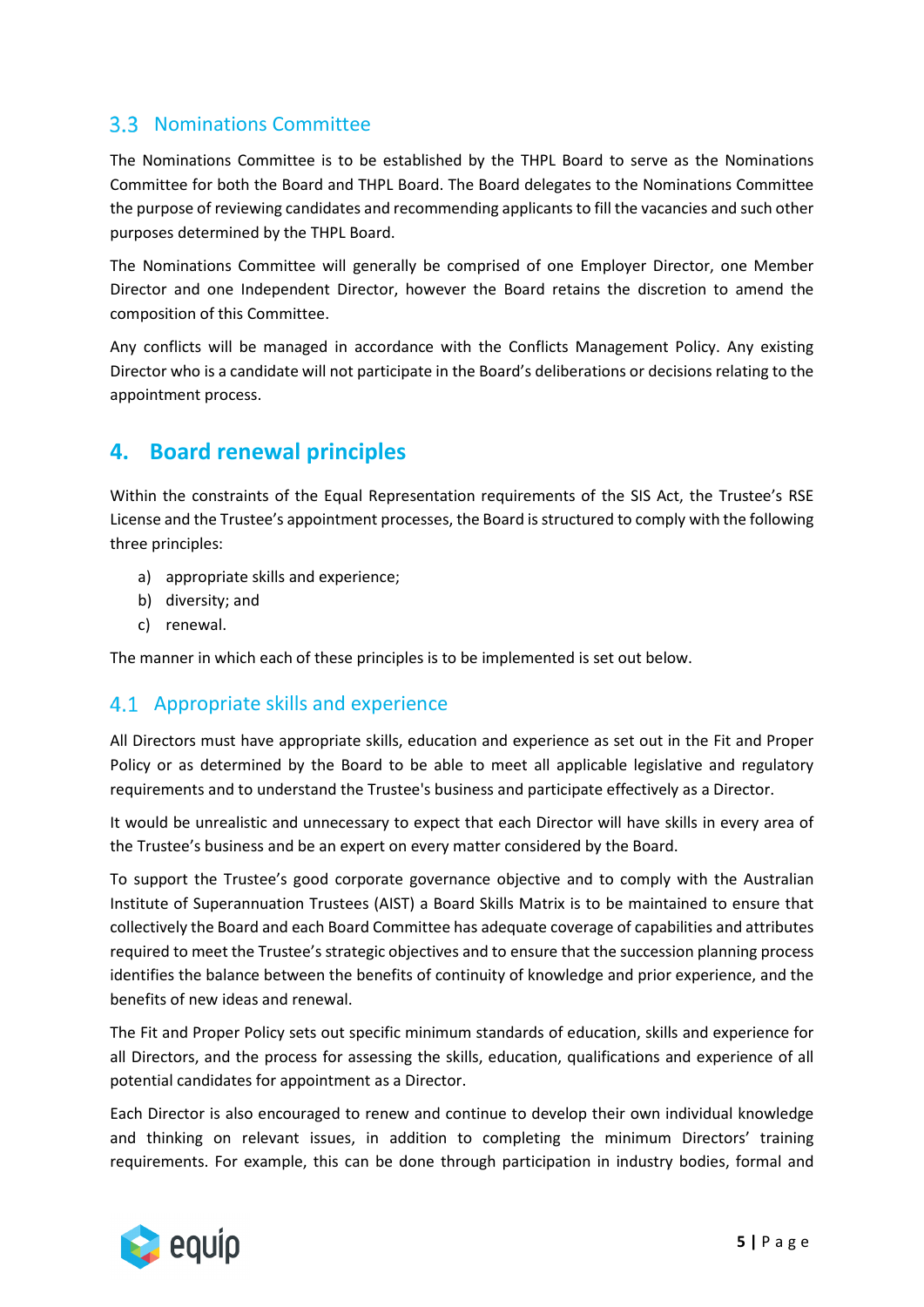## 3.3 Nominations Committee

The Nominations Committee is to be established by the THPL Board to serve as the Nominations Committee for both the Board and THPL Board. The Board delegates to the Nominations Committee the purpose of reviewing candidates and recommending applicants to fill the vacancies and such other purposes determined by the THPL Board.

The Nominations Committee will generally be comprised of one Employer Director, one Member Director and one Independent Director, however the Board retains the discretion to amend the composition of this Committee.

Any conflicts will be managed in accordance with the Conflicts Management Policy. Any existing Director who is a candidate will not participate in the Board's deliberations or decisions relating to the appointment process.

# 4. Board renewal principles

Within the constraints of the Equal Representation requirements of the SIS Act, the Trustee's RSE License and the Trustee's appointment processes, the Board is structured to comply with the following three principles:

a) appropriate skills and experience;
b) diversity; and
c) renewal.

The manner in which each of these principles is to be implemented is set out below.

## 4.1 Appropriate skills and experience

All Directors must have appropriate skills, education and experience as set out in the Fit and Proper Policy or as determined by the Board to be able to meet all applicable legislative and regulatory requirements and to understand the Trustee's business and participate effectively as a Director.

It would be unrealistic and unnecessary to expect that each Director will have skills in every area of the Trustee's business and be an expert on every matter considered by the Board.

To support the Trustee's good corporate governance objective and to comply with the Australian Institute of Superannuation Trustees (AIST) a Board Skills Matrix is to be maintained to ensure that collectively the Board and each Board Committee has adequate coverage of capabilities and attributes required to meet the Trustee's strategic objectives and to ensure that the succession planning process identifies the balance between the benefits of continuity of knowledge and prior experience, and the benefits of new ideas and renewal.

The Fit and Proper Policy sets out specific minimum standards of education, skills and experience for all Directors, and the process for assessing the skills, education, qualifications and experience of all potential candidates for appointment as a Director.

Each Director is also encouraged to renew and continue to develop their own individual knowledge and thinking on relevant issues, in addition to completing the minimum Directors' training requirements. For example, this can be done through participation in industry bodies, formal and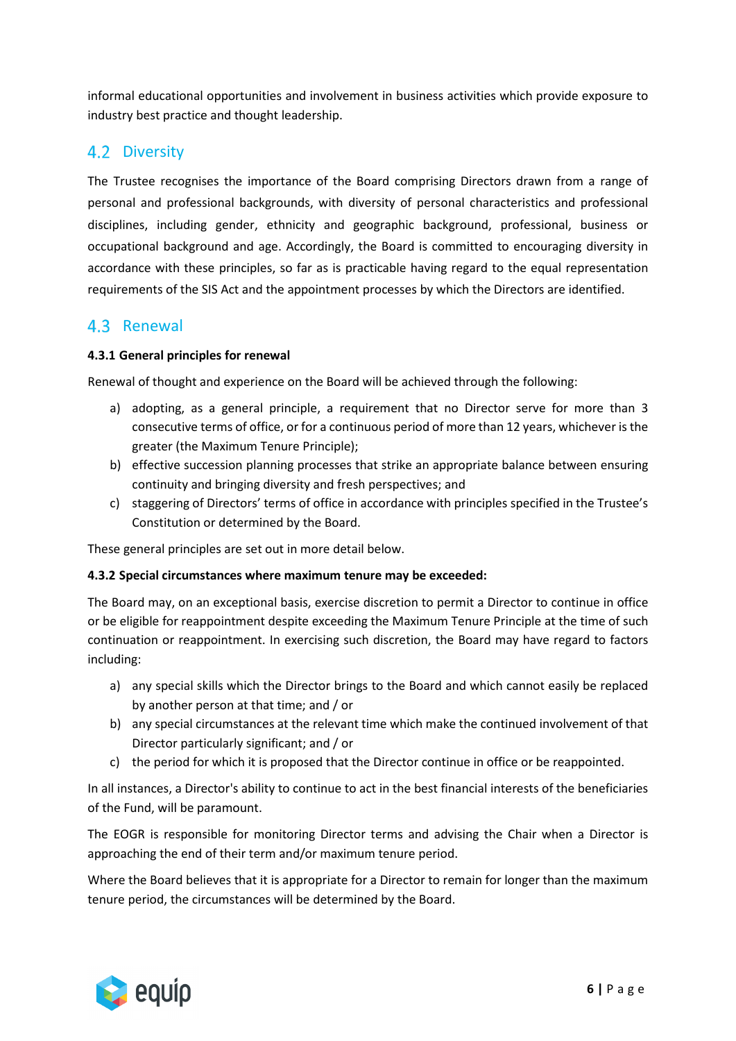informal educational opportunities and involvement in business activities which provide exposure to industry best practice and thought leadership.

## 4.2 Diversity

The Trustee recognises the importance of the Board comprising Directors drawn from a range of personal and professional backgrounds, with diversity of personal characteristics and professional disciplines, including gender, ethnicity and geographic background, professional, business or occupational background and age. Accordingly, the Board is committed to encouraging diversity in accordance with these principles, so far as is practicable having regard to the equal representation requirements of the SIS Act and the appointment processes by which the Directors are identified.

## 4.3 Renewal

**4.3.1 General principles for renewal**

Renewal of thought and experience on the Board will be achieved through the following:

a) adopting, as a general principle, a requirement that no Director serve for more than 3 consecutive terms of office, or for a continuous period of more than 12 years, whichever is the greater (the Maximum Tenure Principle);
b) effective succession planning processes that strike an appropriate balance between ensuring continuity and bringing diversity and fresh perspectives; and
c) staggering of Directors' terms of office in accordance with principles specified in the Trustee's Constitution or determined by the Board.

These general principles are set out in more detail below.

**4.3.2 Special circumstances where maximum tenure may be exceeded:**

The Board may, on an exceptional basis, exercise discretion to permit a Director to continue in office or be eligible for reappointment despite exceeding the Maximum Tenure Principle at the time of such continuation or reappointment. In exercising such discretion, the Board may have regard to factors including:

a) any special skills which the Director brings to the Board and which cannot easily be replaced by another person at that time; and / or
b) any special circumstances at the relevant time which make the continued involvement of that Director particularly significant; and / or
c) the period for which it is proposed that the Director continue in office or be reappointed.

In all instances, a Director's ability to continue to act in the best financial interests of the beneficiaries of the Fund, will be paramount.

The EOGR is responsible for monitoring Director terms and advising the Chair when a Director is approaching the end of their term and/or maximum tenure period.

Where the Board believes that it is appropriate for a Director to remain for longer than the maximum tenure period, the circumstances will be determined by the Board.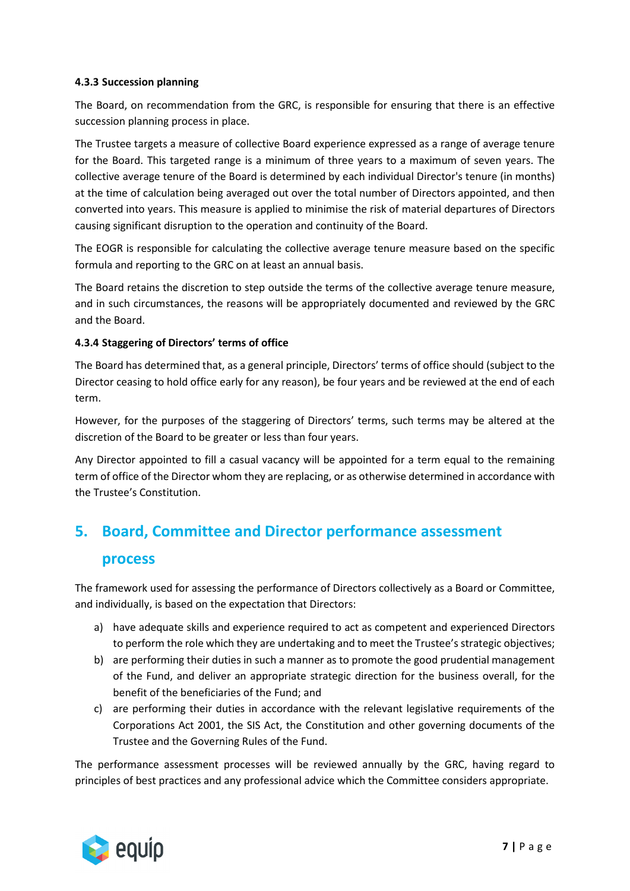#### 4.3.3 Succession planning

The Board, on recommendation from the GRC, is responsible for ensuring that there is an effective succession planning process in place.

The Trustee targets a measure of collective Board experience expressed as a range of average tenure for the Board. This targeted range is a minimum of three years to a maximum of seven years. The collective average tenure of the Board is determined by each individual Director's tenure (in months) at the time of calculation being averaged out over the total number of Directors appointed, and then converted into years. This measure is applied to minimise the risk of material departures of Directors causing significant disruption to the operation and continuity of the Board.

The EOGR is responsible for calculating the collective average tenure measure based on the specific formula and reporting to the GRC on at least an annual basis.

The Board retains the discretion to step outside the terms of the collective average tenure measure, and in such circumstances, the reasons will be appropriately documented and reviewed by the GRC and the Board.

#### 4.3.4 Staggering of Directors' terms of office

The Board has determined that, as a general principle, Directors' terms of office should (subject to the Director ceasing to hold office early for any reason), be four years and be reviewed at the end of each term.

However, for the purposes of the staggering of Directors' terms, such terms may be altered at the discretion of the Board to be greater or less than four years.

Any Director appointed to fill a casual vacancy will be appointed for a term equal to the remaining term of office of the Director whom they are replacing, or as otherwise determined in accordance with the Trustee's Constitution.

## 5. Board, Committee and Director performance assessment process

The framework used for assessing the performance of Directors collectively as a Board or Committee, and individually, is based on the expectation that Directors:

a) have adequate skills and experience required to act as competent and experienced Directors to perform the role which they are undertaking and to meet the Trustee's strategic objectives;
b) are performing their duties in such a manner as to promote the good prudential management of the Fund, and deliver an appropriate strategic direction for the business overall, for the benefit of the beneficiaries of the Fund; and
c) are performing their duties in accordance with the relevant legislative requirements of the Corporations Act 2001, the SIS Act, the Constitution and other governing documents of the Trustee and the Governing Rules of the Fund.

The performance assessment processes will be reviewed annually by the GRC, having regard to principles of best practices and any professional advice which the Committee considers appropriate.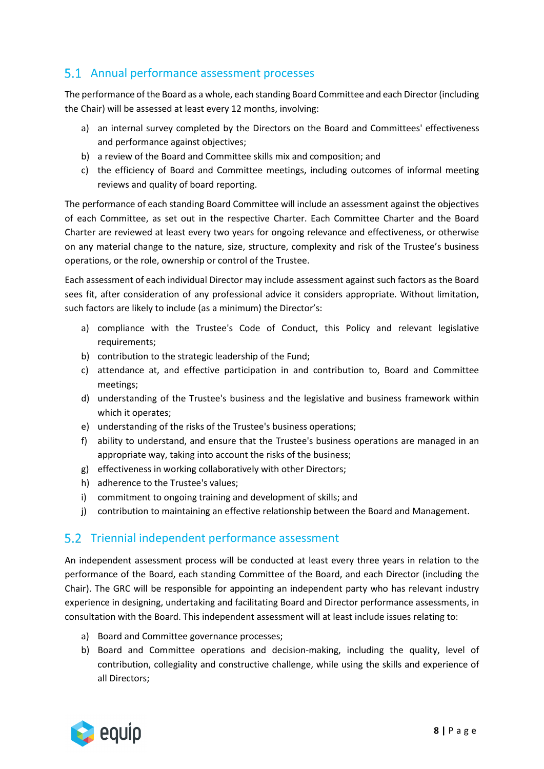## 5.1 Annual performance assessment processes

The performance of the Board as a whole, each standing Board Committee and each Director (including the Chair) will be assessed at least every 12 months, involving:

a) an internal survey completed by the Directors on the Board and Committees' effectiveness and performance against objectives;
b) a review of the Board and Committee skills mix and composition; and
c) the efficiency of Board and Committee meetings, including outcomes of informal meeting reviews and quality of board reporting.

The performance of each standing Board Committee will include an assessment against the objectives of each Committee, as set out in the respective Charter. Each Committee Charter and the Board Charter are reviewed at least every two years for ongoing relevance and effectiveness, or otherwise on any material change to the nature, size, structure, complexity and risk of the Trustee's business operations, or the role, ownership or control of the Trustee.

Each assessment of each individual Director may include assessment against such factors as the Board sees fit, after consideration of any professional advice it considers appropriate. Without limitation, such factors are likely to include (as a minimum) the Director's:

a) compliance with the Trustee's Code of Conduct, this Policy and relevant legislative requirements;
b) contribution to the strategic leadership of the Fund;
c) attendance at, and effective participation in and contribution to, Board and Committee meetings;
d) understanding of the Trustee's business and the legislative and business framework within which it operates;
e) understanding of the risks of the Trustee's business operations;
f) ability to understand, and ensure that the Trustee's business operations are managed in an appropriate way, taking into account the risks of the business;
g) effectiveness in working collaboratively with other Directors;
h) adherence to the Trustee's values;
i) commitment to ongoing training and development of skills; and
j) contribution to maintaining an effective relationship between the Board and Management.

## 5.2 Triennial independent performance assessment

An independent assessment process will be conducted at least every three years in relation to the performance of the Board, each standing Committee of the Board, and each Director (including the Chair). The GRC will be responsible for appointing an independent party who has relevant industry experience in designing, undertaking and facilitating Board and Director performance assessments, in consultation with the Board. This independent assessment will at least include issues relating to:

a) Board and Committee governance processes;
b) Board and Committee operations and decision-making, including the quality, level of contribution, collegiality and constructive challenge, while using the skills and experience of all Directors;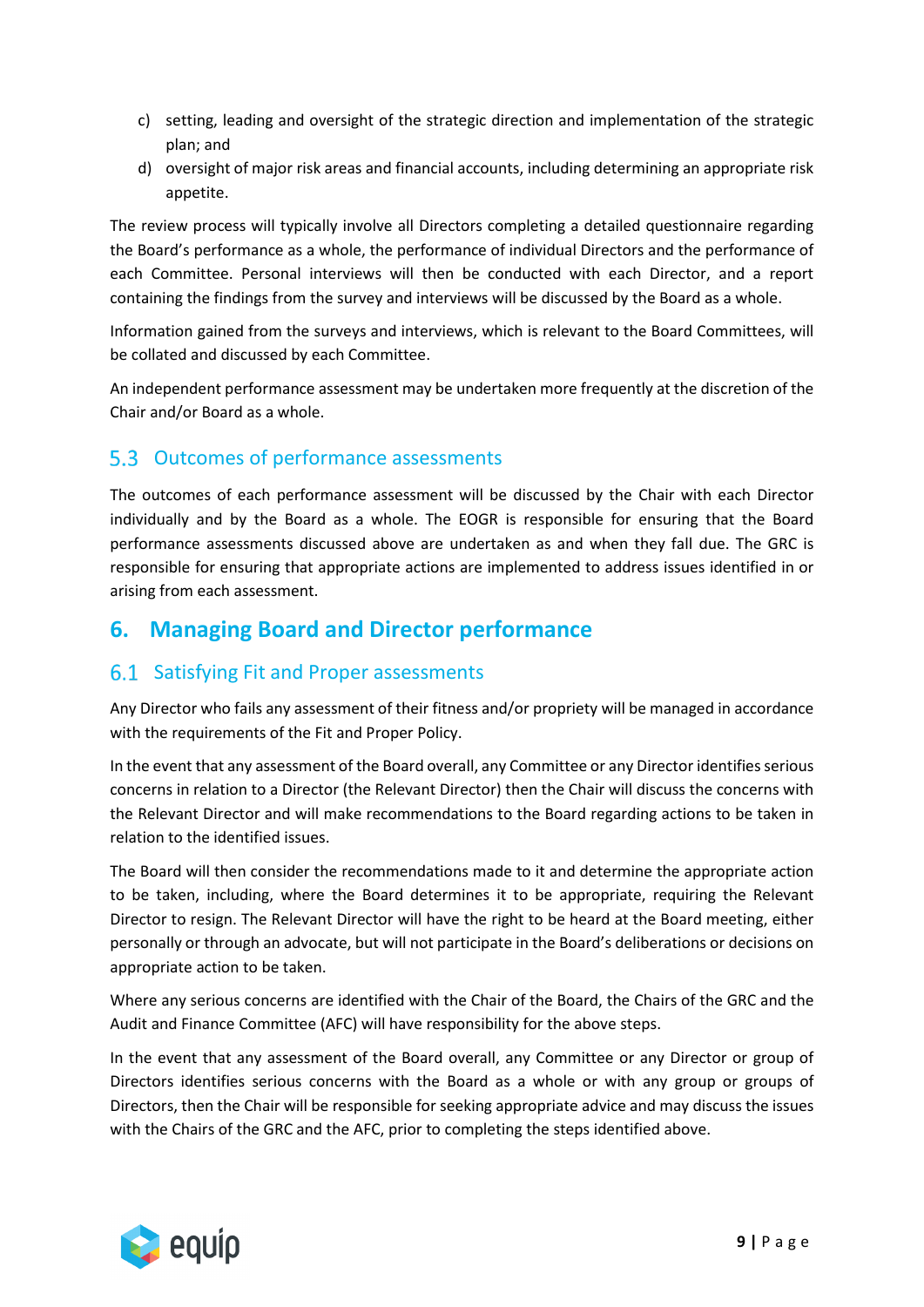c) setting, leading and oversight of the strategic direction and implementation of the strategic plan; and
d) oversight of major risk areas and financial accounts, including determining an appropriate risk appetite.

The review process will typically involve all Directors completing a detailed questionnaire regarding the Board's performance as a whole, the performance of individual Directors and the performance of each Committee. Personal interviews will then be conducted with each Director, and a report containing the findings from the survey and interviews will be discussed by the Board as a whole.

Information gained from the surveys and interviews, which is relevant to the Board Committees, will be collated and discussed by each Committee.

An independent performance assessment may be undertaken more frequently at the discretion of the Chair and/or Board as a whole.

## 5.3 Outcomes of performance assessments

The outcomes of each performance assessment will be discussed by the Chair with each Director individually and by the Board as a whole. The EOGR is responsible for ensuring that the Board performance assessments discussed above are undertaken as and when they fall due. The GRC is responsible for ensuring that appropriate actions are implemented to address issues identified in or arising from each assessment.

# 6. Managing Board and Director performance

## 6.1 Satisfying Fit and Proper assessments

Any Director who fails any assessment of their fitness and/or propriety will be managed in accordance with the requirements of the Fit and Proper Policy.

In the event that any assessment of the Board overall, any Committee or any Director identifies serious concerns in relation to a Director (the Relevant Director) then the Chair will discuss the concerns with the Relevant Director and will make recommendations to the Board regarding actions to be taken in relation to the identified issues.

The Board will then consider the recommendations made to it and determine the appropriate action to be taken, including, where the Board determines it to be appropriate, requiring the Relevant Director to resign. The Relevant Director will have the right to be heard at the Board meeting, either personally or through an advocate, but will not participate in the Board's deliberations or decisions on appropriate action to be taken.

Where any serious concerns are identified with the Chair of the Board, the Chairs of the GRC and the Audit and Finance Committee (AFC) will have responsibility for the above steps.

In the event that any assessment of the Board overall, any Committee or any Director or group of Directors identifies serious concerns with the Board as a whole or with any group or groups of Directors, then the Chair will be responsible for seeking appropriate advice and may discuss the issues with the Chairs of the GRC and the AFC, prior to completing the steps identified above.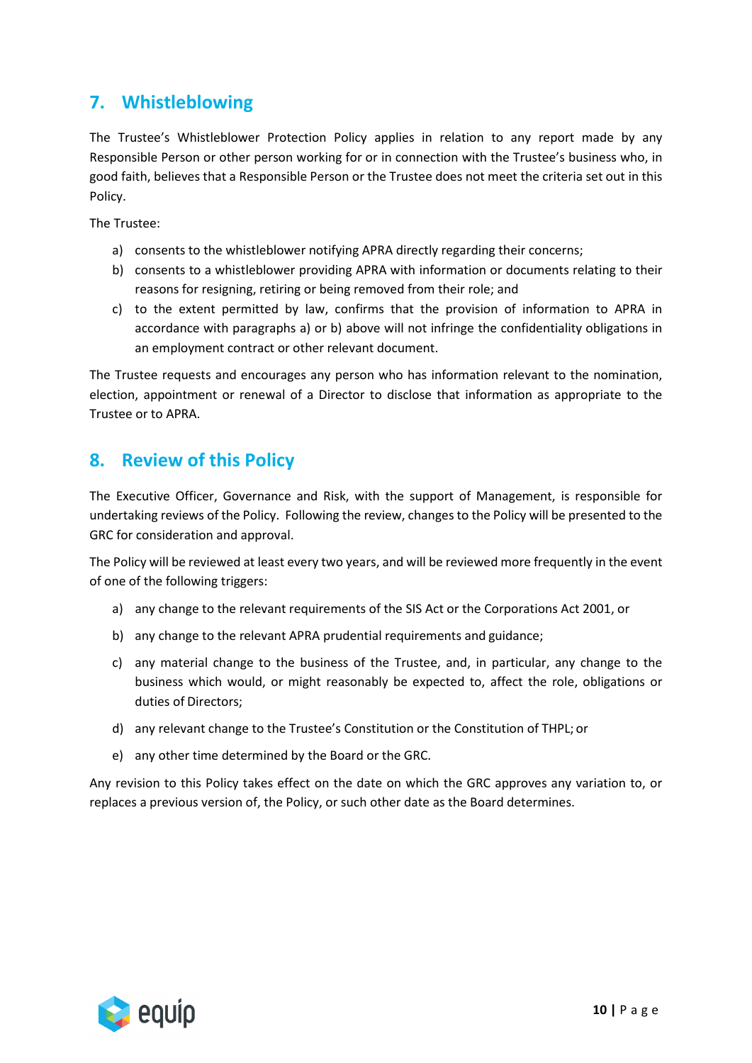## 7. Whistleblowing

The Trustee's Whistleblower Protection Policy applies in relation to any report made by any Responsible Person or other person working for or in connection with the Trustee's business who, in good faith, believes that a Responsible Person or the Trustee does not meet the criteria set out in this Policy.

The Trustee:

a) consents to the whistleblower notifying APRA directly regarding their concerns;
b) consents to a whistleblower providing APRA with information or documents relating to their reasons for resigning, retiring or being removed from their role; and
c) to the extent permitted by law, confirms that the provision of information to APRA in accordance with paragraphs a) or b) above will not infringe the confidentiality obligations in an employment contract or other relevant document.

The Trustee requests and encourages any person who has information relevant to the nomination, election, appointment or renewal of a Director to disclose that information as appropriate to the Trustee or to APRA.

## 8. Review of this Policy

The Executive Officer, Governance and Risk, with the support of Management, is responsible for undertaking reviews of the Policy. Following the review, changes to the Policy will be presented to the GRC for consideration and approval.

The Policy will be reviewed at least every two years, and will be reviewed more frequently in the event of one of the following triggers:

a) any change to the relevant requirements of the SIS Act or the Corporations Act 2001, or
b) any change to the relevant APRA prudential requirements and guidance;
c) any material change to the business of the Trustee, and, in particular, any change to the business which would, or might reasonably be expected to, affect the role, obligations or duties of Directors;
d) any relevant change to the Trustee's Constitution or the Constitution of THPL; or
e) any other time determined by the Board or the GRC.

Any revision to this Policy takes effect on the date on which the GRC approves any variation to, or replaces a previous version of, the Policy, or such other date as the Board determines.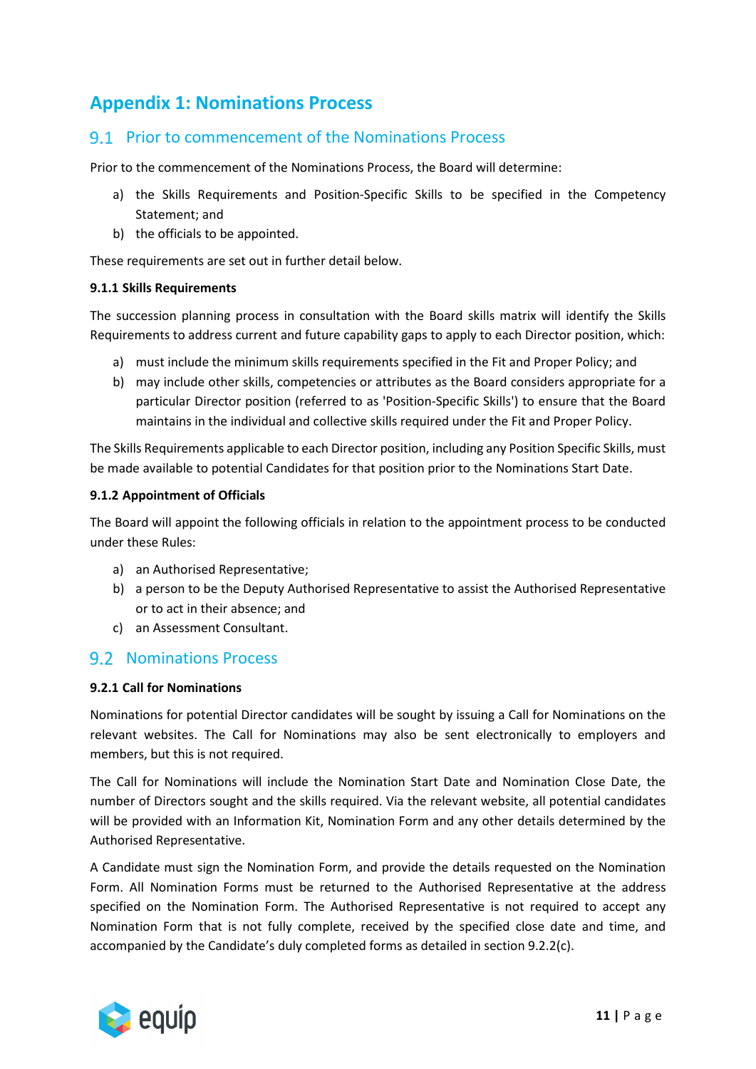# Appendix 1: Nominations Process

## 9.1 Prior to commencement of the Nominations Process

Prior to the commencement of the Nominations Process, the Board will determine:

a) the Skills Requirements and Position-Specific Skills to be specified in the Competency Statement; and
b) the officials to be appointed.

These requirements are set out in further detail below.

**9.1.1 Skills Requirements**

The succession planning process in consultation with the Board skills matrix will identify the Skills Requirements to address current and future capability gaps to apply to each Director position, which:

a) must include the minimum skills requirements specified in the Fit and Proper Policy; and
b) may include other skills, competencies or attributes as the Board considers appropriate for a particular Director position (referred to as 'Position-Specific Skills') to ensure that the Board maintains in the individual and collective skills required under the Fit and Proper Policy.

The Skills Requirements applicable to each Director position, including any Position Specific Skills, must be made available to potential Candidates for that position prior to the Nominations Start Date.

**9.1.2 Appointment of Officials**

The Board will appoint the following officials in relation to the appointment process to be conducted under these Rules:

a) an Authorised Representative;
b) a person to be the Deputy Authorised Representative to assist the Authorised Representative or to act in their absence; and
c) an Assessment Consultant.

## 9.2 Nominations Process

**9.2.1 Call for Nominations**

Nominations for potential Director candidates will be sought by issuing a Call for Nominations on the relevant websites. The Call for Nominations may also be sent electronically to employers and members, but this is not required.

The Call for Nominations will include the Nomination Start Date and Nomination Close Date, the number of Directors sought and the skills required. Via the relevant website, all potential candidates will be provided with an Information Kit, Nomination Form and any other details determined by the Authorised Representative.

A Candidate must sign the Nomination Form, and provide the details requested on the Nomination Form. All Nomination Forms must be returned to the Authorised Representative at the address specified on the Nomination Form. The Authorised Representative is not required to accept any Nomination Form that is not fully complete, received by the specified close date and time, and accompanied by the Candidate's duly completed forms as detailed in section 9.2.2(c).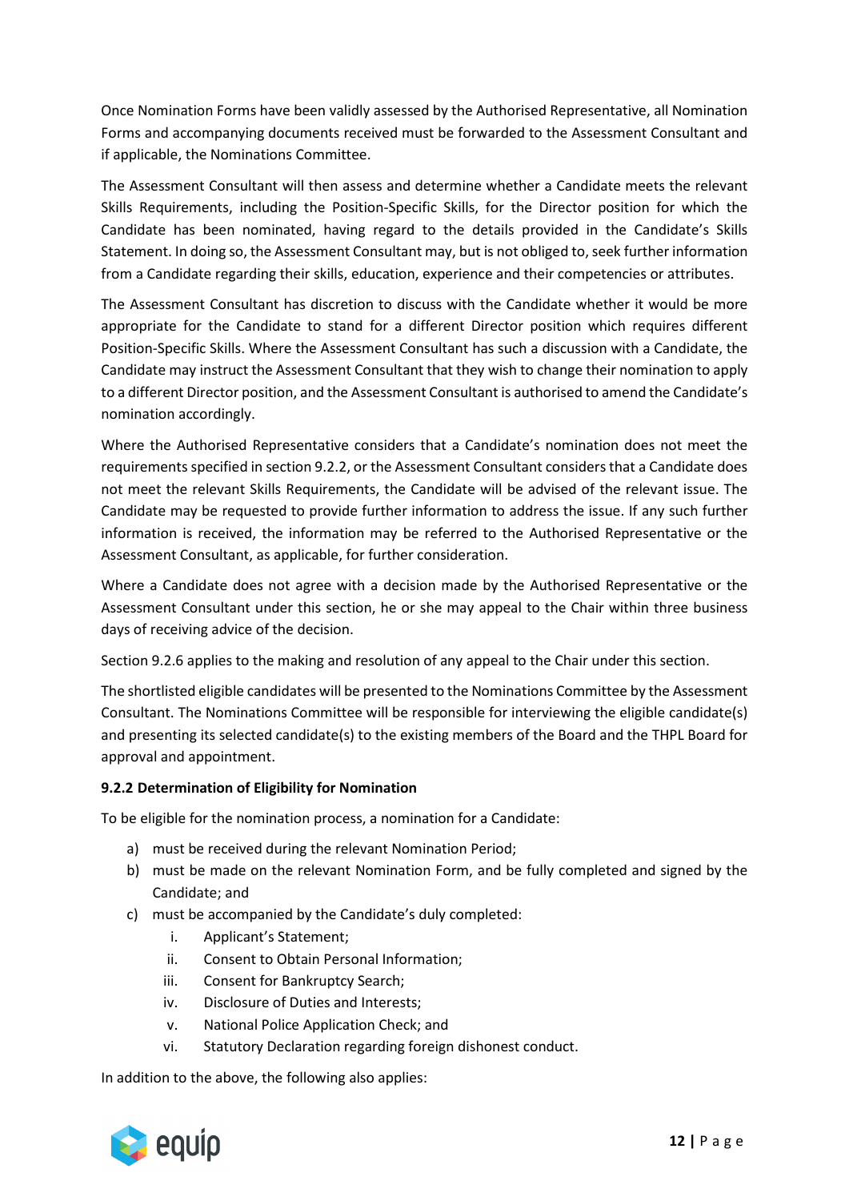Once Nomination Forms have been validly assessed by the Authorised Representative, all Nomination Forms and accompanying documents received must be forwarded to the Assessment Consultant and if applicable, the Nominations Committee.

The Assessment Consultant will then assess and determine whether a Candidate meets the relevant Skills Requirements, including the Position-Specific Skills, for the Director position for which the Candidate has been nominated, having regard to the details provided in the Candidate's Skills Statement. In doing so, the Assessment Consultant may, but is not obliged to, seek further information from a Candidate regarding their skills, education, experience and their competencies or attributes.

The Assessment Consultant has discretion to discuss with the Candidate whether it would be more appropriate for the Candidate to stand for a different Director position which requires different Position-Specific Skills. Where the Assessment Consultant has such a discussion with a Candidate, the Candidate may instruct the Assessment Consultant that they wish to change their nomination to apply to a different Director position, and the Assessment Consultant is authorised to amend the Candidate's nomination accordingly.

Where the Authorised Representative considers that a Candidate's nomination does not meet the requirements specified in section 9.2.2, or the Assessment Consultant considers that a Candidate does not meet the relevant Skills Requirements, the Candidate will be advised of the relevant issue. The Candidate may be requested to provide further information to address the issue. If any such further information is received, the information may be referred to the Authorised Representative or the Assessment Consultant, as applicable, for further consideration.

Where a Candidate does not agree with a decision made by the Authorised Representative or the Assessment Consultant under this section, he or she may appeal to the Chair within three business days of receiving advice of the decision.

Section 9.2.6 applies to the making and resolution of any appeal to the Chair under this section.

The shortlisted eligible candidates will be presented to the Nominations Committee by the Assessment Consultant. The Nominations Committee will be responsible for interviewing the eligible candidate(s) and presenting its selected candidate(s) to the existing members of the Board and the THPL Board for approval and appointment.

### 9.2.2 Determination of Eligibility for Nomination

To be eligible for the nomination process, a nomination for a Candidate:

a) must be received during the relevant Nomination Period;
b) must be made on the relevant Nomination Form, and be fully completed and signed by the Candidate; and
c) must be accompanied by the Candidate's duly completed:
    i. Applicant's Statement;
    ii. Consent to Obtain Personal Information;
    iii. Consent for Bankruptcy Search;
    iv. Disclosure of Duties and Interests;
    v. National Police Application Check; and
    vi. Statutory Declaration regarding foreign dishonest conduct.

In addition to the above, the following also applies: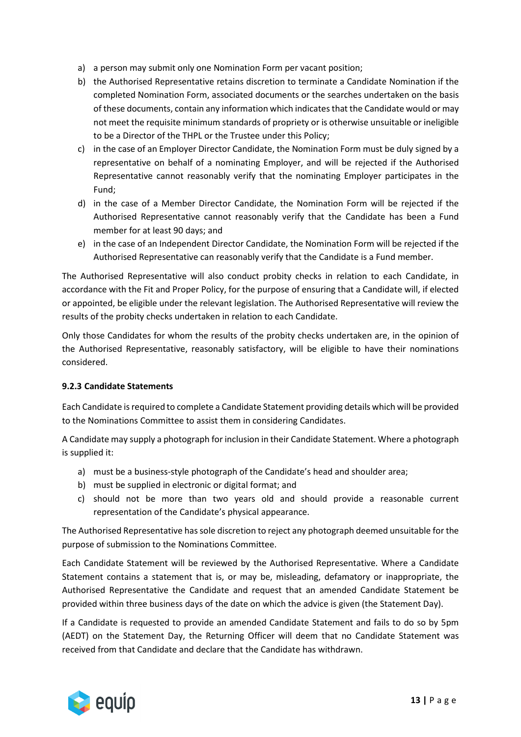a) a person may submit only one Nomination Form per vacant position;
b) the Authorised Representative retains discretion to terminate a Candidate Nomination if the completed Nomination Form, associated documents or the searches undertaken on the basis of these documents, contain any information which indicates that the Candidate would or may not meet the requisite minimum standards of propriety or is otherwise unsuitable or ineligible to be a Director of the THPL or the Trustee under this Policy;
c) in the case of an Employer Director Candidate, the Nomination Form must be duly signed by a representative on behalf of a nominating Employer, and will be rejected if the Authorised Representative cannot reasonably verify that the nominating Employer participates in the Fund;
d) in the case of a Member Director Candidate, the Nomination Form will be rejected if the Authorised Representative cannot reasonably verify that the Candidate has been a Fund member for at least 90 days; and
e) in the case of an Independent Director Candidate, the Nomination Form will be rejected if the Authorised Representative can reasonably verify that the Candidate is a Fund member.

The Authorised Representative will also conduct probity checks in relation to each Candidate, in accordance with the Fit and Proper Policy, for the purpose of ensuring that a Candidate will, if elected or appointed, be eligible under the relevant legislation. The Authorised Representative will review the results of the probity checks undertaken in relation to each Candidate.

Only those Candidates for whom the results of the probity checks undertaken are, in the opinion of the Authorised Representative, reasonably satisfactory, will be eligible to have their nominations considered.

**9.2.3 Candidate Statements**

Each Candidate is required to complete a Candidate Statement providing details which will be provided to the Nominations Committee to assist them in considering Candidates.

A Candidate may supply a photograph for inclusion in their Candidate Statement. Where a photograph is supplied it:

a) must be a business-style photograph of the Candidate's head and shoulder area;
b) must be supplied in electronic or digital format; and
c) should not be more than two years old and should provide a reasonable current representation of the Candidate's physical appearance.

The Authorised Representative has sole discretion to reject any photograph deemed unsuitable for the purpose of submission to the Nominations Committee.

Each Candidate Statement will be reviewed by the Authorised Representative. Where a Candidate Statement contains a statement that is, or may be, misleading, defamatory or inappropriate, the Authorised Representative the Candidate and request that an amended Candidate Statement be provided within three business days of the date on which the advice is given (the Statement Day).

If a Candidate is requested to provide an amended Candidate Statement and fails to do so by 5pm (AEDT) on the Statement Day, the Returning Officer will deem that no Candidate Statement was received from that Candidate and declare that the Candidate has withdrawn.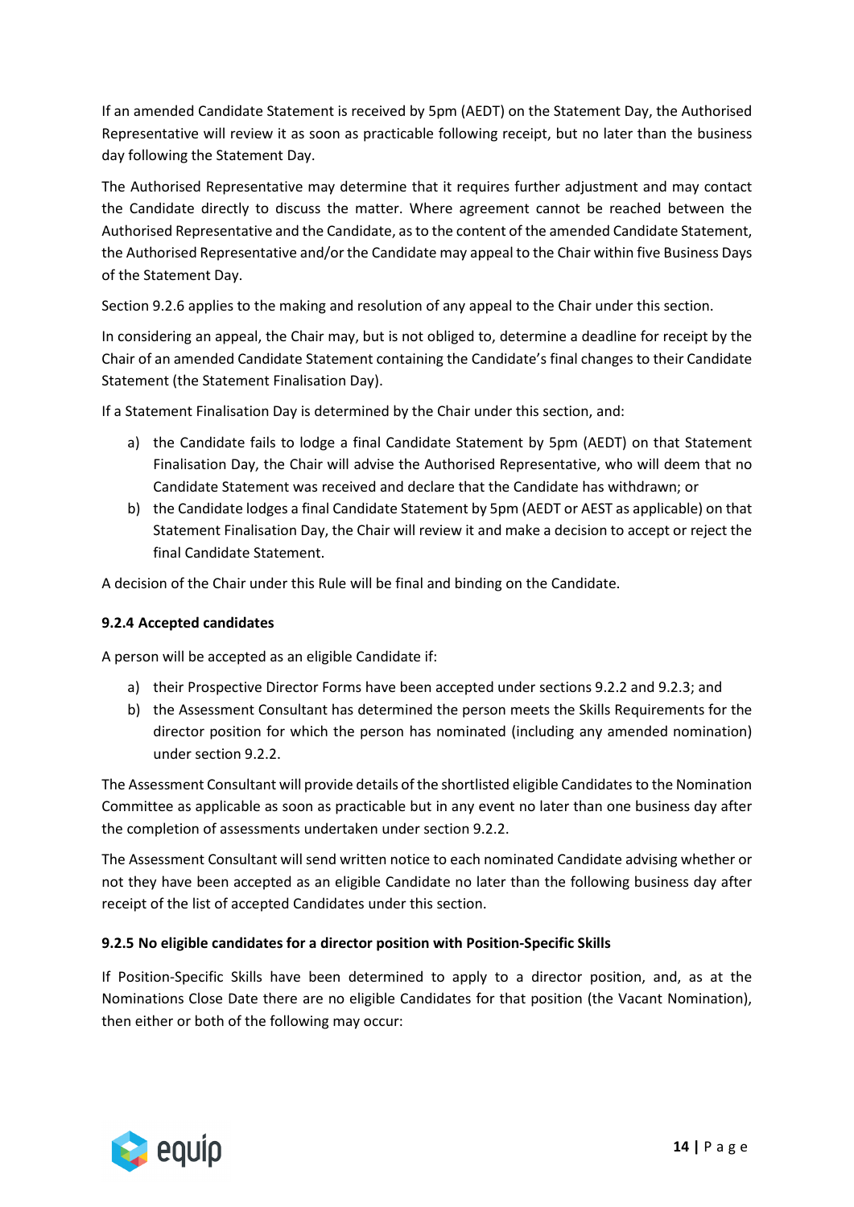If an amended Candidate Statement is received by 5pm (AEDT) on the Statement Day, the Authorised Representative will review it as soon as practicable following receipt, but no later than the business day following the Statement Day.

The Authorised Representative may determine that it requires further adjustment and may contact the Candidate directly to discuss the matter. Where agreement cannot be reached between the Authorised Representative and the Candidate, as to the content of the amended Candidate Statement, the Authorised Representative and/or the Candidate may appeal to the Chair within five Business Days of the Statement Day.

Section 9.2.6 applies to the making and resolution of any appeal to the Chair under this section.

In considering an appeal, the Chair may, but is not obliged to, determine a deadline for receipt by the Chair of an amended Candidate Statement containing the Candidate's final changes to their Candidate Statement (the Statement Finalisation Day).

If a Statement Finalisation Day is determined by the Chair under this section, and:

a) the Candidate fails to lodge a final Candidate Statement by 5pm (AEDT) on that Statement Finalisation Day, the Chair will advise the Authorised Representative, who will deem that no Candidate Statement was received and declare that the Candidate has withdrawn; or
b) the Candidate lodges a final Candidate Statement by 5pm (AEDT or AEST as applicable) on that Statement Finalisation Day, the Chair will review it and make a decision to accept or reject the final Candidate Statement.

A decision of the Chair under this Rule will be final and binding on the Candidate.

#### 9.2.4 Accepted candidates

A person will be accepted as an eligible Candidate if:

a) their Prospective Director Forms have been accepted under sections 9.2.2 and 9.2.3; and
b) the Assessment Consultant has determined the person meets the Skills Requirements for the director position for which the person has nominated (including any amended nomination) under section 9.2.2.

The Assessment Consultant will provide details of the shortlisted eligible Candidates to the Nomination Committee as applicable as soon as practicable but in any event no later than one business day after the completion of assessments undertaken under section 9.2.2.

The Assessment Consultant will send written notice to each nominated Candidate advising whether or not they have been accepted as an eligible Candidate no later than the following business day after receipt of the list of accepted Candidates under this section.

#### 9.2.5 No eligible candidates for a director position with Position-Specific Skills

If Position-Specific Skills have been determined to apply to a director position, and, as at the Nominations Close Date there are no eligible Candidates for that position (the Vacant Nomination), then either or both of the following may occur: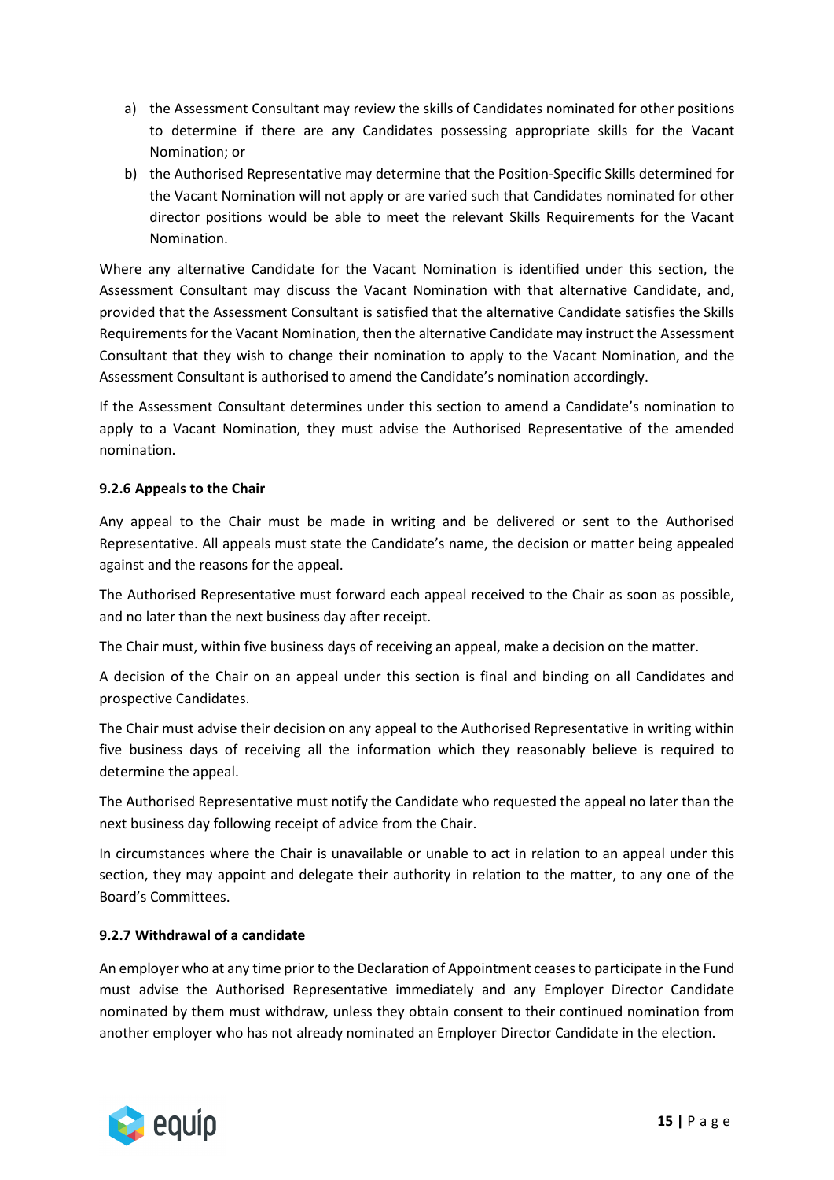a) the Assessment Consultant may review the skills of Candidates nominated for other positions to determine if there are any Candidates possessing appropriate skills for the Vacant Nomination; or
b) the Authorised Representative may determine that the Position-Specific Skills determined for the Vacant Nomination will not apply or are varied such that Candidates nominated for other director positions would be able to meet the relevant Skills Requirements for the Vacant Nomination.

Where any alternative Candidate for the Vacant Nomination is identified under this section, the Assessment Consultant may discuss the Vacant Nomination with that alternative Candidate, and, provided that the Assessment Consultant is satisfied that the alternative Candidate satisfies the Skills Requirements for the Vacant Nomination, then the alternative Candidate may instruct the Assessment Consultant that they wish to change their nomination to apply to the Vacant Nomination, and the Assessment Consultant is authorised to amend the Candidate's nomination accordingly.

If the Assessment Consultant determines under this section to amend a Candidate's nomination to apply to a Vacant Nomination, they must advise the Authorised Representative of the amended nomination.

#### 9.2.6 Appeals to the Chair

Any appeal to the Chair must be made in writing and be delivered or sent to the Authorised Representative. All appeals must state the Candidate's name, the decision or matter being appealed against and the reasons for the appeal.

The Authorised Representative must forward each appeal received to the Chair as soon as possible, and no later than the next business day after receipt.

The Chair must, within five business days of receiving an appeal, make a decision on the matter.

A decision of the Chair on an appeal under this section is final and binding on all Candidates and prospective Candidates.

The Chair must advise their decision on any appeal to the Authorised Representative in writing within five business days of receiving all the information which they reasonably believe is required to determine the appeal.

The Authorised Representative must notify the Candidate who requested the appeal no later than the next business day following receipt of advice from the Chair.

In circumstances where the Chair is unavailable or unable to act in relation to an appeal under this section, they may appoint and delegate their authority in relation to the matter, to any one of the Board's Committees.

#### 9.2.7 Withdrawal of a candidate

An employer who at any time prior to the Declaration of Appointment ceases to participate in the Fund must advise the Authorised Representative immediately and any Employer Director Candidate nominated by them must withdraw, unless they obtain consent to their continued nomination from another employer who has not already nominated an Employer Director Candidate in the election.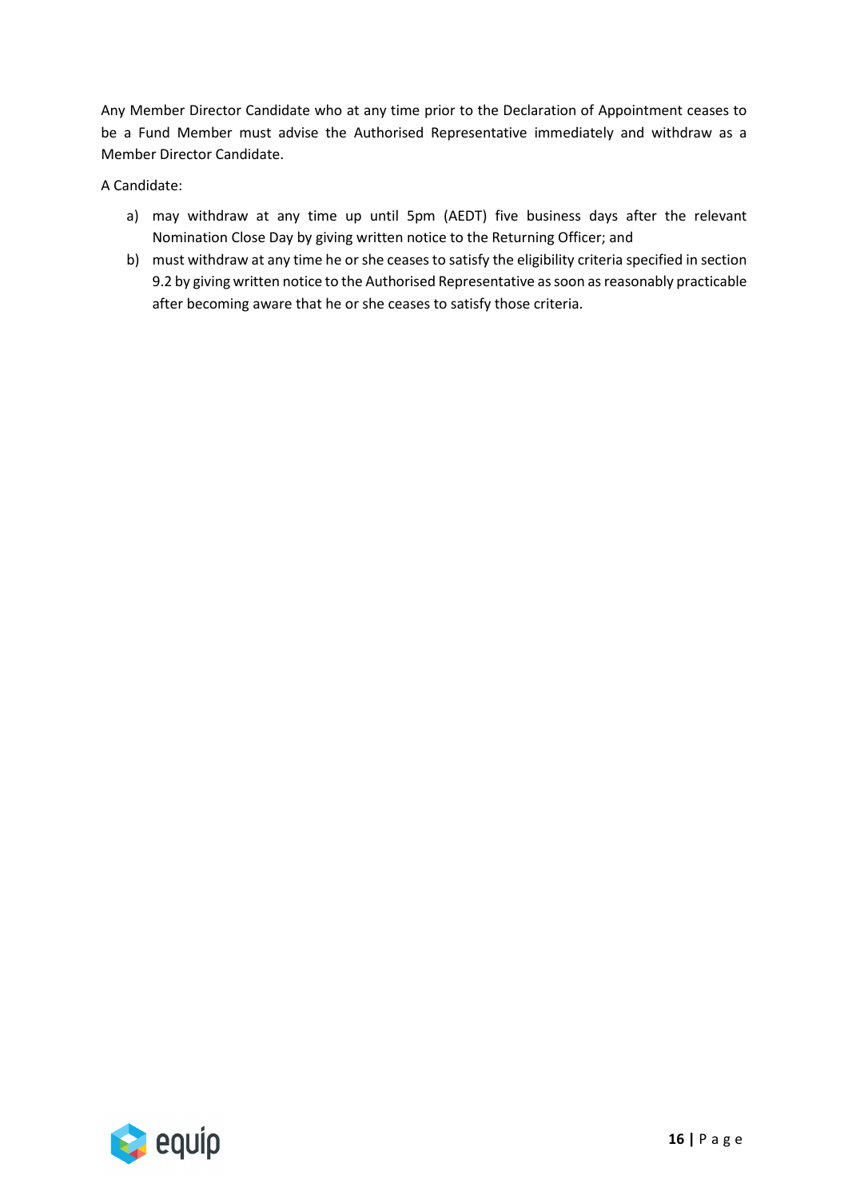Any Member Director Candidate who at any time prior to the Declaration of Appointment ceases to be a Fund Member must advise the Authorised Representative immediately and withdraw as a Member Director Candidate.

A Candidate:

a) may withdraw at any time up until 5pm (AEDT) five business days after the relevant Nomination Close Day by giving written notice to the Returning Officer; and
b) must withdraw at any time he or she ceases to satisfy the eligibility criteria specified in section 9.2 by giving written notice to the Authorised Representative as soon as reasonably practicable after becoming aware that he or she ceases to satisfy those criteria.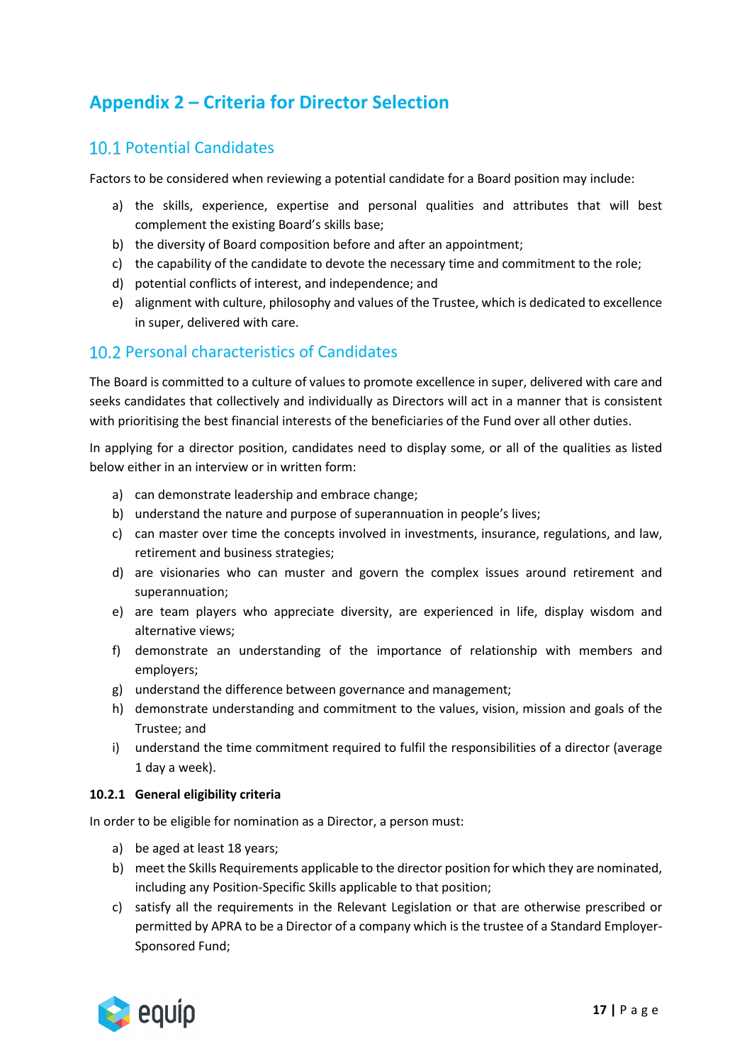# Appendix 2 – Criteria for Director Selection

## 10.1 Potential Candidates

Factors to be considered when reviewing a potential candidate for a Board position may include:

a) the skills, experience, expertise and personal qualities and attributes that will best complement the existing Board's skills base;
b) the diversity of Board composition before and after an appointment;
c) the capability of the candidate to devote the necessary time and commitment to the role;
d) potential conflicts of interest, and independence; and
e) alignment with culture, philosophy and values of the Trustee, which is dedicated to excellence in super, delivered with care.

## 10.2 Personal characteristics of Candidates

The Board is committed to a culture of values to promote excellence in super, delivered with care and seeks candidates that collectively and individually as Directors will act in a manner that is consistent with prioritising the best financial interests of the beneficiaries of the Fund over all other duties.

In applying for a director position, candidates need to display some, or all of the qualities as listed below either in an interview or in written form:

a) can demonstrate leadership and embrace change;
b) understand the nature and purpose of superannuation in people's lives;
c) can master over time the concepts involved in investments, insurance, regulations, and law, retirement and business strategies;
d) are visionaries who can muster and govern the complex issues around retirement and superannuation;
e) are team players who appreciate diversity, are experienced in life, display wisdom and alternative views;
f) demonstrate an understanding of the importance of relationship with members and employers;
g) understand the difference between governance and management;
h) demonstrate understanding and commitment to the values, vision, mission and goals of the Trustee; and
i) understand the time commitment required to fulfil the responsibilities of a director (average 1 day a week).

### 10.2.1 General eligibility criteria

In order to be eligible for nomination as a Director, a person must:

a) be aged at least 18 years;
b) meet the Skills Requirements applicable to the director position for which they are nominated, including any Position-Specific Skills applicable to that position;
c) satisfy all the requirements in the Relevant Legislation or that are otherwise prescribed or permitted by APRA to be a Director of a company which is the trustee of a Standard Employer-Sponsored Fund;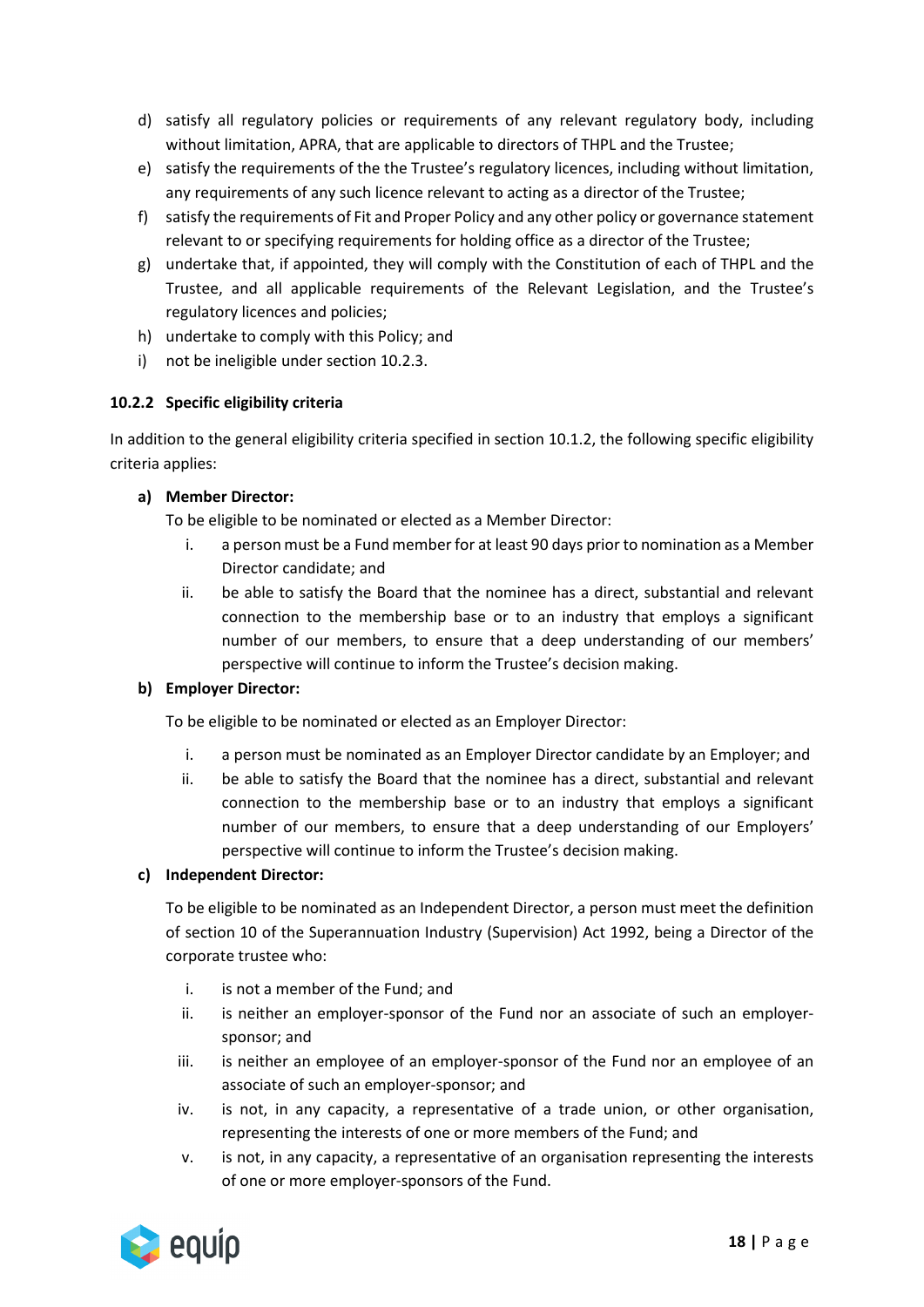d) satisfy all regulatory policies or requirements of any relevant regulatory body, including without limitation, APRA, that are applicable to directors of THPL and the Trustee;
e) satisfy the requirements of the the Trustee's regulatory licences, including without limitation, any requirements of any such licence relevant to acting as a director of the Trustee;
f) satisfy the requirements of Fit and Proper Policy and any other policy or governance statement relevant to or specifying requirements for holding office as a director of the Trustee;
g) undertake that, if appointed, they will comply with the Constitution of each of THPL and the Trustee, and all applicable requirements of the Relevant Legislation, and the Trustee's regulatory licences and policies;
h) undertake to comply with this Policy; and
i) not be ineligible under section 10.2.3.

#### 10.2.2 Specific eligibility criteria

In addition to the general eligibility criteria specified in section 10.1.2, the following specific eligibility criteria applies:

**a) Member Director:**

To be eligible to be nominated or elected as a Member Director:

i. a person must be a Fund member for at least 90 days prior to nomination as a Member Director candidate; and
ii. be able to satisfy the Board that the nominee has a direct, substantial and relevant connection to the membership base or to an industry that employs a significant number of our members, to ensure that a deep understanding of our members' perspective will continue to inform the Trustee's decision making.

**b) Employer Director:**

To be eligible to be nominated or elected as an Employer Director:

i. a person must be nominated as an Employer Director candidate by an Employer; and
ii. be able to satisfy the Board that the nominee has a direct, substantial and relevant connection to the membership base or to an industry that employs a significant number of our members, to ensure that a deep understanding of our Employers' perspective will continue to inform the Trustee's decision making.

**c) Independent Director:**

To be eligible to be nominated as an Independent Director, a person must meet the definition of section 10 of the Superannuation Industry (Supervision) Act 1992, being a Director of the corporate trustee who:

i. is not a member of the Fund; and
ii. is neither an employer-sponsor of the Fund nor an associate of such an employer-sponsor; and
iii. is neither an employee of an employer-sponsor of the Fund nor an employee of an associate of such an employer-sponsor; and
iv. is not, in any capacity, a representative of a trade union, or other organisation, representing the interests of one or more members of the Fund; and
v. is not, in any capacity, a representative of an organisation representing the interests of one or more employer-sponsors of the Fund.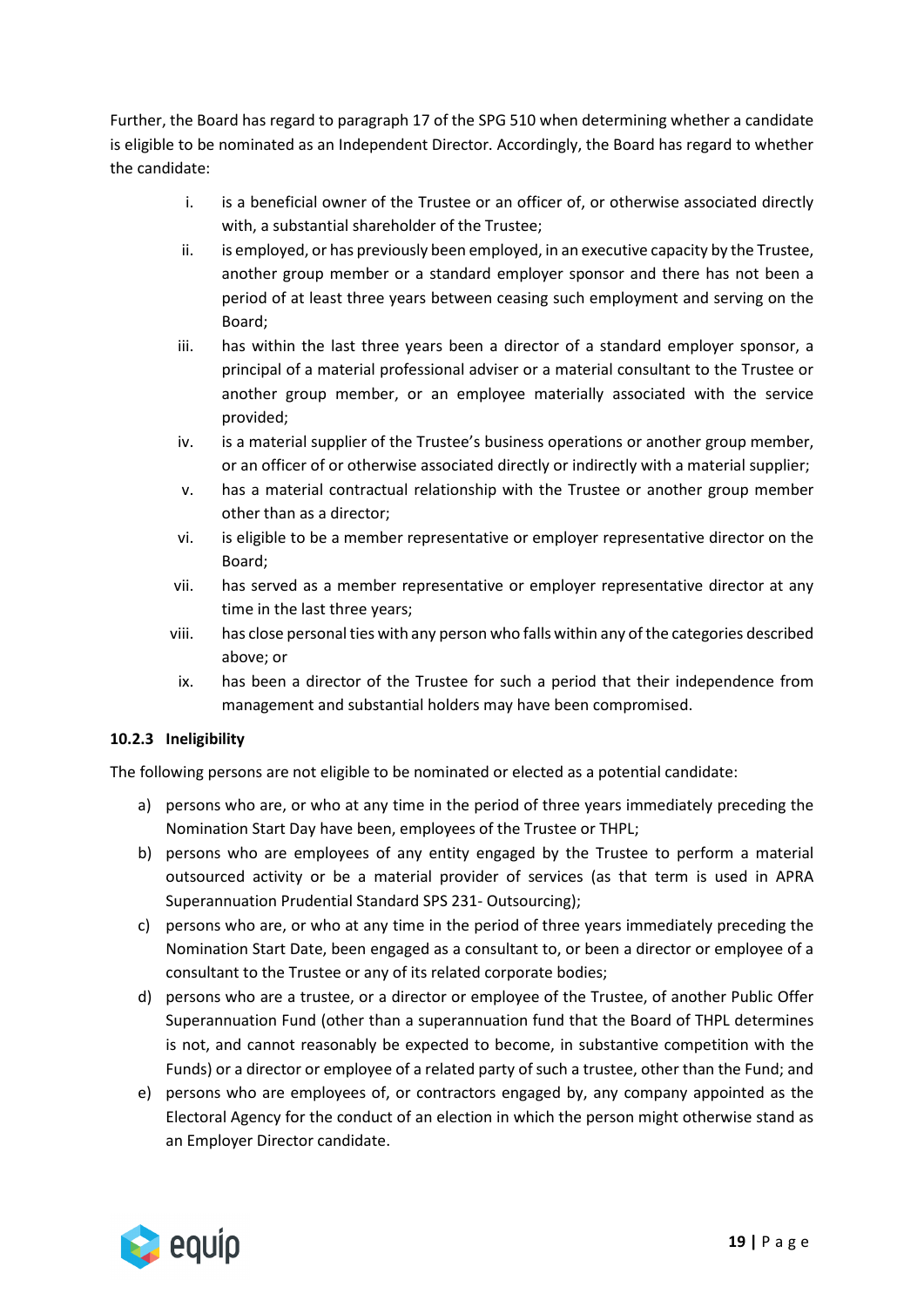Further, the Board has regard to paragraph 17 of the SPG 510 when determining whether a candidate is eligible to be nominated as an Independent Director. Accordingly, the Board has regard to whether the candidate:

i. is a beneficial owner of the Trustee or an officer of, or otherwise associated directly with, a substantial shareholder of the Trustee;
ii. is employed, or has previously been employed, in an executive capacity by the Trustee, another group member or a standard employer sponsor and there has not been a period of at least three years between ceasing such employment and serving on the Board;
iii. has within the last three years been a director of a standard employer sponsor, a principal of a material professional adviser or a material consultant to the Trustee or another group member, or an employee materially associated with the service provided;
iv. is a material supplier of the Trustee's business operations or another group member, or an officer of or otherwise associated directly or indirectly with a material supplier;
v. has a material contractual relationship with the Trustee or another group member other than as a director;
vi. is eligible to be a member representative or employer representative director on the Board;
vii. has served as a member representative or employer representative director at any time in the last three years;
viii. has close personal ties with any person who falls within any of the categories described above; or
ix. has been a director of the Trustee for such a period that their independence from management and substantial holders may have been compromised.

#### 10.2.3 Ineligibility

The following persons are not eligible to be nominated or elected as a potential candidate:

a) persons who are, or who at any time in the period of three years immediately preceding the Nomination Start Day have been, employees of the Trustee or THPL;
b) persons who are employees of any entity engaged by the Trustee to perform a material outsourced activity or be a material provider of services (as that term is used in APRA Superannuation Prudential Standard SPS 231- Outsourcing);
c) persons who are, or who at any time in the period of three years immediately preceding the Nomination Start Date, been engaged as a consultant to, or been a director or employee of a consultant to the Trustee or any of its related corporate bodies;
d) persons who are a trustee, or a director or employee of the Trustee, of another Public Offer Superannuation Fund (other than a superannuation fund that the Board of THPL determines is not, and cannot reasonably be expected to become, in substantive competition with the Funds) or a director or employee of a related party of such a trustee, other than the Fund; and
e) persons who are employees of, or contractors engaged by, any company appointed as the Electoral Agency for the conduct of an election in which the person might otherwise stand as an Employer Director candidate.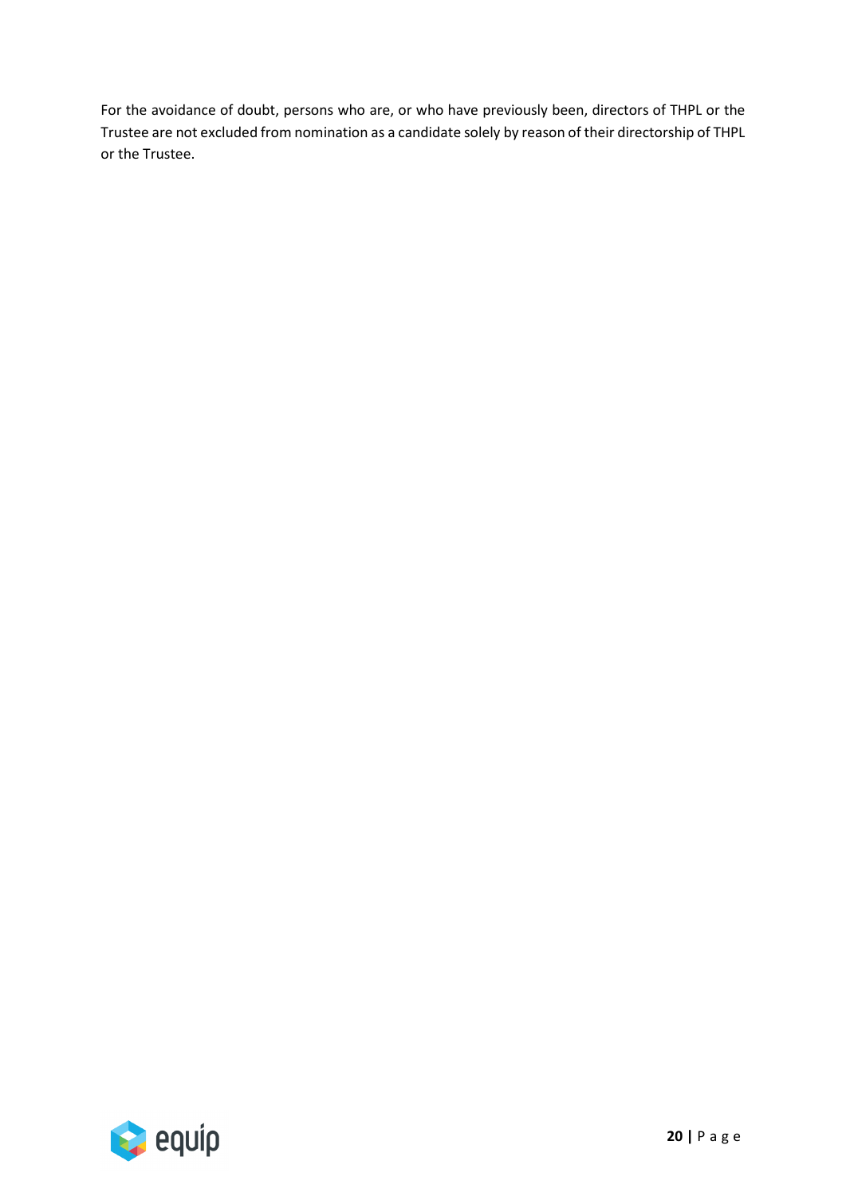For the avoidance of doubt, persons who are, or who have previously been, directors of THPL or the Trustee are not excluded from nomination as a candidate solely by reason of their directorship of THPL or the Trustee.